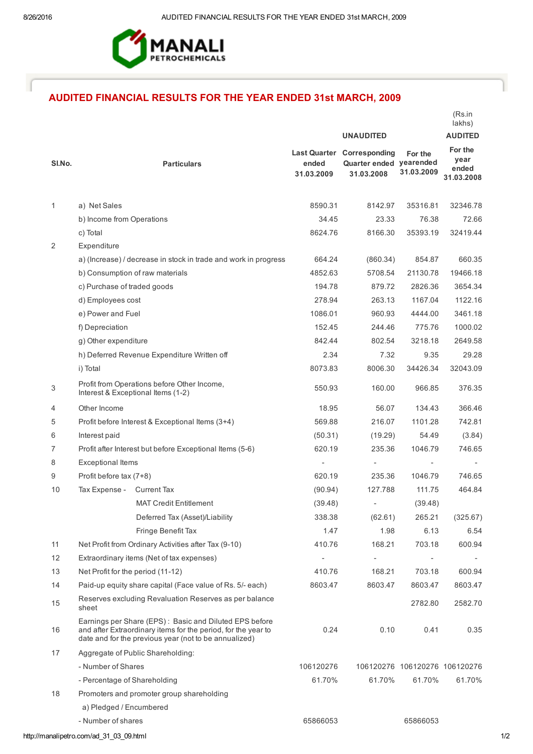MANALI PETROCHEMICALS

## AUDITED FINANCIAL RESULTS FOR THE YEAR ENDED 31st MARCH, 2009

(Rs.in lakhs)

| Sl.No. | Particulars | UNAUDITED | | | AUDITED |
|---|---|---|---|---|---|
| | | Last Quarter ended 31.03.2009 | Corresponding Quarter ended 31.03.2008 | For the yearended 31.03.2009 | For the year ended 31.03.2008 |
| 1 | a) Net Sales | 8590.31 | 8142.97 | 35316.81 | 32346.78 |
| | b) Income from Operations | 34.45 | 23.33 | 76.38 | 72.66 |
| | c) Total | 8624.76 | 8166.30 | 35393.19 | 32419.44 |
| 2 | Expenditure | | | | |
| | a) (Increase) / decrease in stock in trade and work in progress | 664.24 | (860.34) | 854.87 | 660.35 |
| | b) Consumption of raw materials | 4852.63 | 5708.54 | 21130.78 | 19466.18 |
| | c) Purchase of traded goods | 194.78 | 879.72 | 2826.36 | 3654.34 |
| | d) Employees cost | 278.94 | 263.13 | 1167.04 | 1122.16 |
| | e) Power and Fuel | 1086.01 | 960.93 | 4444.00 | 3461.18 |
| | f) Depreciation | 152.45 | 244.46 | 775.76 | 1000.02 |
| | g) Other expenditure | 842.44 | 802.54 | 3218.18 | 2649.58 |
| | h) Deferred Revenue Expenditure Written off | 2.34 | 7.32 | 9.35 | 29.28 |
| | i) Total | 8073.83 | 8006.30 | 34426.34 | 32043.09 |
| 3 | Profit from Operations before Other Income, Interest & Exceptional Items (1-2) | 550.93 | 160.00 | 966.85 | 376.35 |
| 4 | Other Income | 18.95 | 56.07 | 134.43 | 366.46 |
| 5 | Profit before Interest & Exceptional Items (3+4) | 569.88 | 216.07 | 1101.28 | 742.81 |
| 6 | Interest paid | (50.31) | (19.29) | 54.49 | (3.84) |
| 7 | Profit after Interest but before Exceptional Items (5-6) | 620.19 | 235.36 | 1046.79 | 746.65 |
| 8 | Exceptional Items | - | - | - | - |
| 9 | Profit before tax (7+8) | 620.19 | 235.36 | 1046.79 | 746.65 |
| 10 | Tax Expense - Current Tax | (90.94) | 127.788 | 111.75 | 464.84 |
| | MAT Credit Entitlement | (39.48) | - | (39.48) | |
| | Deferred Tax (Asset)/Liability | 338.38 | (62.61) | 265.21 | (325.67) |
| | Fringe Benefit Tax | 1.47 | 1.98 | 6.13 | 6.54 |
| 11 | Net Profit from Ordinary Activities after Tax (9-10) | 410.76 | 168.21 | 703.18 | 600.94 |
| 12 | Extraordinary items (Net of tax expenses) | - | - | - | - |
| 13 | Net Profit for the period (11-12) | 410.76 | 168.21 | 703.18 | 600.94 |
| 14 | Paid-up equity share capital (Face value of Rs. 5/- each) | 8603.47 | 8603.47 | 8603.47 | 8603.47 |
| 15 | Reserves excluding Revaluation Reserves as per balance sheet | | | 2782.80 | 2582.70 |
| 16 | Earnings per Share (EPS) : Basic and Diluted EPS before and after Extraordinary items for the period, for the year to date and for the previous year (not to be annualized) | 0.24 | 0.10 | 0.41 | 0.35 |
| 17 | Aggregate of Public Shareholding: | | | | |
| | - Number of Shares | 106120276 | 106120276 | 106120276 | 106120276 |
| | - Percentage of Shareholding | 61.70% | 61.70% | 61.70% | 61.70% |
| 18 | Promoters and promoter group shareholding | | | | |
| | a) Pledged / Encumbered | | | | |
| | - Number of shares | 65866053 | | 65866053 | |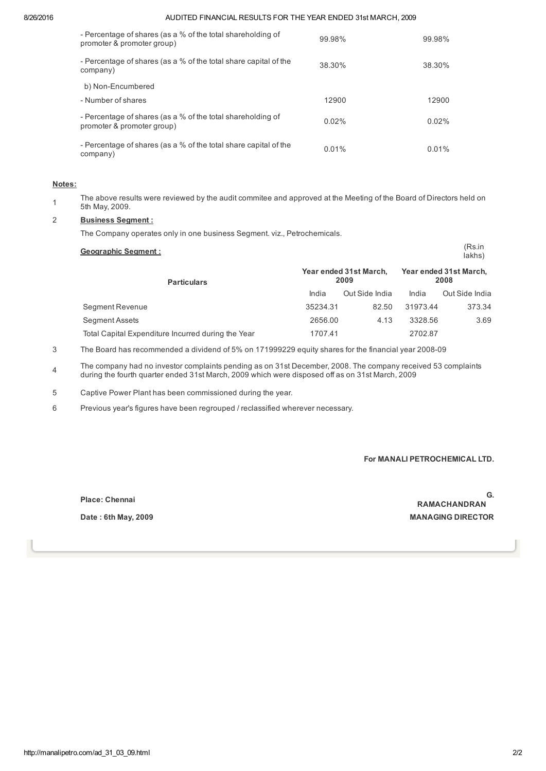| | | |
|---|---|---|
| - Percentage of shares (as a % of the total shareholding of promoter & promoter group) | 99.98% | 99.98% |
| - Percentage of shares (as a % of the total share capital of the company) | 38.30% | 38.30% |
| b) Non-Encumbered | | |
| - Number of shares | 12900 | 12900 |
| - Percentage of shares (as a % of the total shareholding of promoter & promoter group) | 0.02% | 0.02% |
| - Percentage of shares (as a % of the total share capital of the company) | 0.01% | 0.01% |

**Notes:**

1. The above results were reviewed by the audit commitee and approved at the Meeting of the Board of Directors held on 5th May, 2009.

2. **Business Segment :**

   The Company operates only in one business Segment. viz., Petrochemicals.

   **Geographic Segment :**

   (Rs.in lakhs)

| Particulars | Year ended 31st March, 2009 | | Year ended 31st March, 2008 | |
|---|---|---|---|---|
| | India | Out Side India | India | Out Side India |
| Segment Revenue | 35234.31 | 82.50 | 31973.44 | 373.34 |
| Segment Assets | 2656.00 | 4.13 | 3328.56 | 3.69 |
| Total Capital Expenditure Incurred during the Year | 1707.41 | | 2702.87 | |

3. The Board has recommended a dividend of 5% on 171999229 equity shares for the financial year 2008-09

4. The company had no investor complaints pending as on 31st December, 2008. The company received 53 complaints during the fourth quarter ended 31st March, 2009 which were disposed off as on 31st March, 2009

5. Captive Power Plant has been commissioned during the year.

6. Previous year's figures have been regrouped / reclassified wherever necessary.

**For MANALI PETROCHEMICAL LTD.**

**Place: Chennai**

**Date : 6th May, 2009**

**G. RAMACHANDRAN**

**MANAGING DIRECTOR**